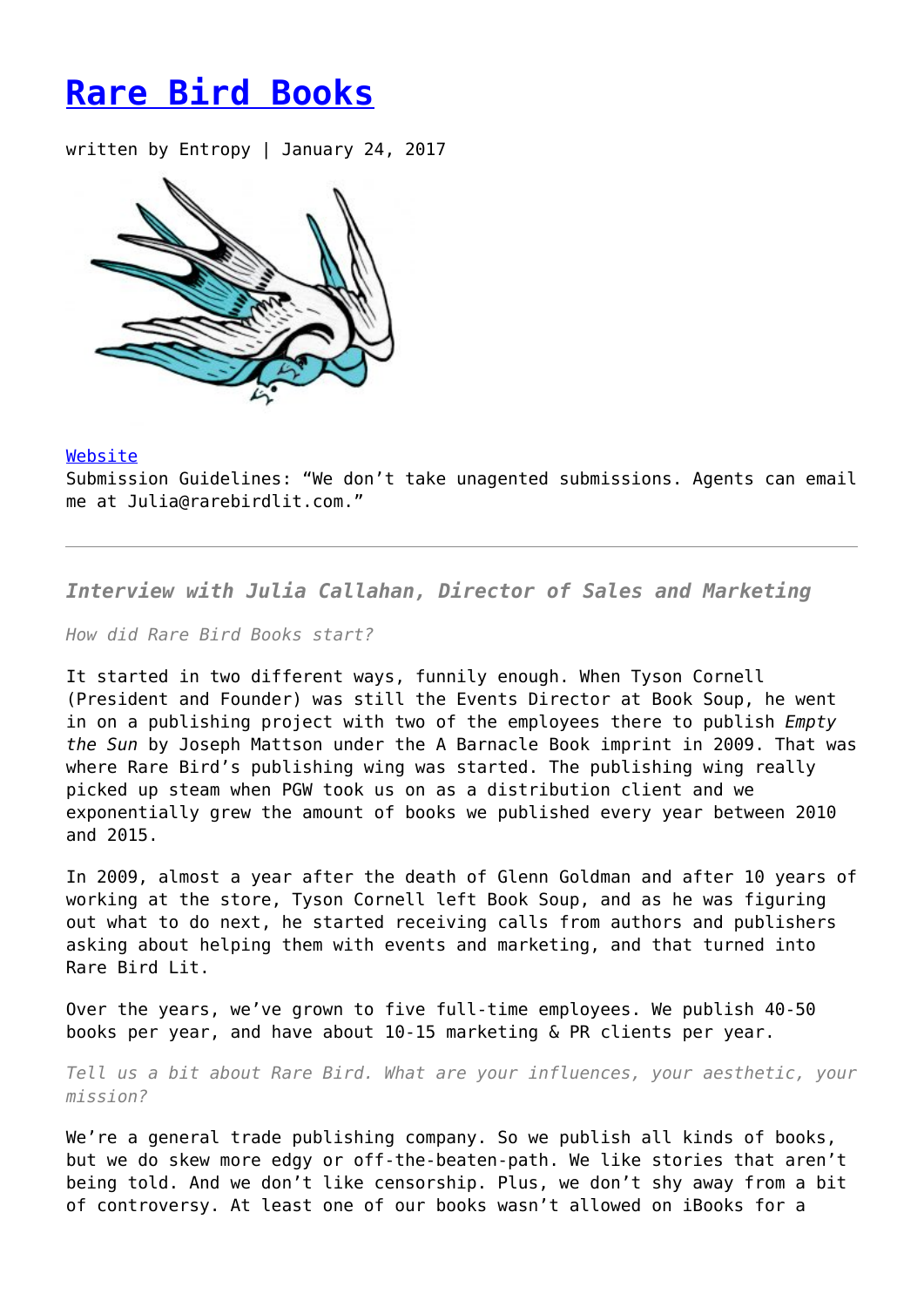# Rare Bird Books

written by Entropy | January 24, 2017

Website
Submission Guidelines: "We don't take unagented submissions. Agents can email me at Julia@rarebirdlit.com."

---

### *Interview with Julia Callahan, Director of Sales and Marketing*

*How did Rare Bird Books start?*

It started in two different ways, funnily enough. When Tyson Cornell (President and Founder) was still the Events Director at Book Soup, he went in on a publishing project with two of the employees there to publish *Empty the Sun* by Joseph Mattson under the A Barnacle Book imprint in 2009. That was where Rare Bird's publishing wing was started. The publishing wing really picked up steam when PGW took us on as a distribution client and we exponentially grew the amount of books we published every year between 2010 and 2015.

In 2009, almost a year after the death of Glenn Goldman and after 10 years of working at the store, Tyson Cornell left Book Soup, and as he was figuring out what to do next, he started receiving calls from authors and publishers asking about helping them with events and marketing, and that turned into Rare Bird Lit.

Over the years, we've grown to five full-time employees. We publish 40-50 books per year, and have about 10-15 marketing & PR clients per year.

*Tell us a bit about Rare Bird. What are your influences, your aesthetic, your mission?*

We're a general trade publishing company. So we publish all kinds of books, but we do skew more edgy or off-the-beaten-path. We like stories that aren't being told. And we don't like censorship. Plus, we don't shy away from a bit of controversy. At least one of our books wasn't allowed on iBooks for a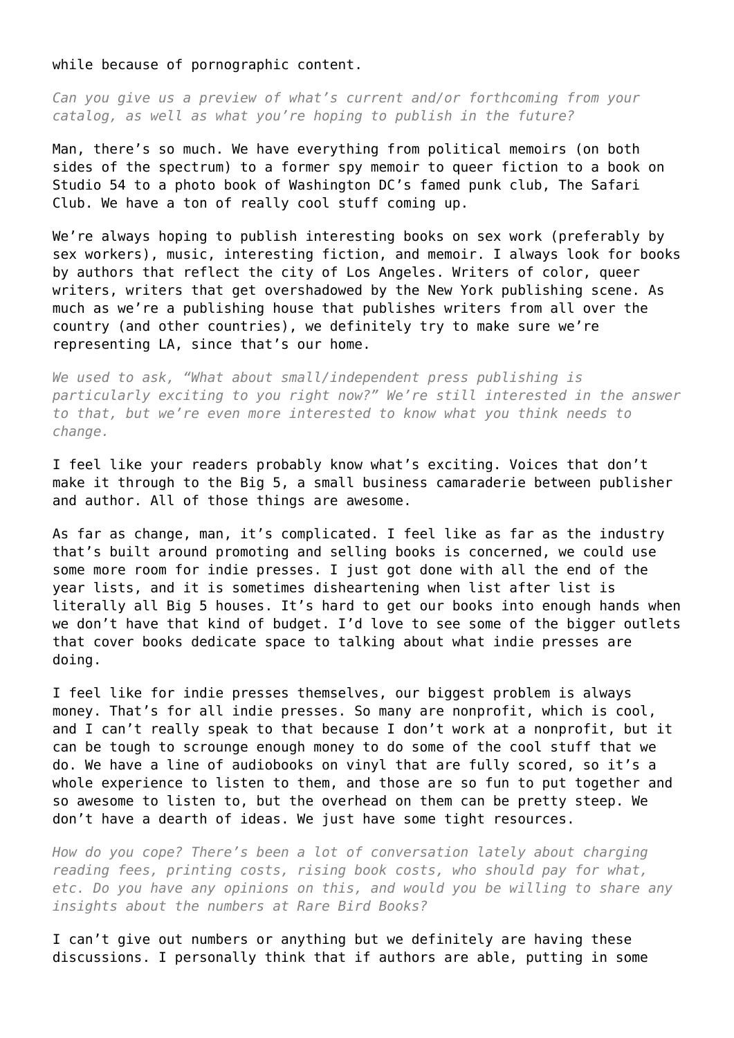while because of pornographic content.

*Can you give us a preview of what's current and/or forthcoming from your catalog, as well as what you're hoping to publish in the future?*

Man, there's so much. We have everything from political memoirs (on both sides of the spectrum) to a former spy memoir to queer fiction to a book on Studio 54 to a photo book of Washington DC's famed punk club, The Safari Club. We have a ton of really cool stuff coming up.

We're always hoping to publish interesting books on sex work (preferably by sex workers), music, interesting fiction, and memoir. I always look for books by authors that reflect the city of Los Angeles. Writers of color, queer writers, writers that get overshadowed by the New York publishing scene. As much as we're a publishing house that publishes writers from all over the country (and other countries), we definitely try to make sure we're representing LA, since that's our home.

*We used to ask, "What about small/independent press publishing is particularly exciting to you right now?" We're still interested in the answer to that, but we're even more interested to know what you think needs to change.*

I feel like your readers probably know what's exciting. Voices that don't make it through to the Big 5, a small business camaraderie between publisher and author. All of those things are awesome.

As far as change, man, it's complicated. I feel like as far as the industry that's built around promoting and selling books is concerned, we could use some more room for indie presses. I just got done with all the end of the year lists, and it is sometimes disheartening when list after list is literally all Big 5 houses. It's hard to get our books into enough hands when we don't have that kind of budget. I'd love to see some of the bigger outlets that cover books dedicate space to talking about what indie presses are doing.

I feel like for indie presses themselves, our biggest problem is always money. That's for all indie presses. So many are nonprofit, which is cool, and I can't really speak to that because I don't work at a nonprofit, but it can be tough to scrounge enough money to do some of the cool stuff that we do. We have a line of audiobooks on vinyl that are fully scored, so it's a whole experience to listen to them, and those are so fun to put together and so awesome to listen to, but the overhead on them can be pretty steep. We don't have a dearth of ideas. We just have some tight resources.

*How do you cope? There's been a lot of conversation lately about charging reading fees, printing costs, rising book costs, who should pay for what, etc. Do you have any opinions on this, and would you be willing to share any insights about the numbers at Rare Bird Books?*

I can't give out numbers or anything but we definitely are having these discussions. I personally think that if authors are able, putting in some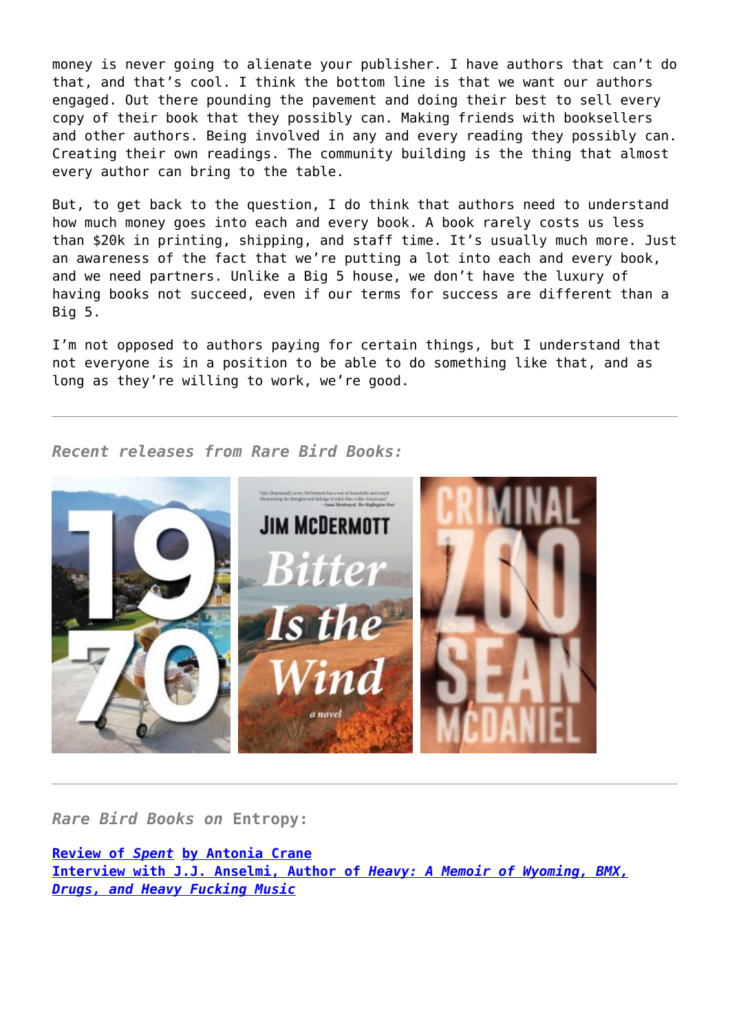money is never going to alienate your publisher. I have authors that can't do that, and that's cool. I think the bottom line is that we want our authors engaged. Out there pounding the pavement and doing their best to sell every copy of their book that they possibly can. Making friends with booksellers and other authors. Being involved in any and every reading they possibly can. Creating their own readings. The community building is the thing that almost every author can bring to the table.

But, to get back to the question, I do think that authors need to understand how much money goes into each and every book. A book rarely costs us less than $20k in printing, shipping, and staff time. It's usually much more. Just an awareness of the fact that we're putting a lot into each and every book, and we need partners. Unlike a Big 5 house, we don't have the luxury of having books not succeed, even if our terms for success are different than a Big 5.

I'm not opposed to authors paying for certain things, but I understand that not everyone is in a position to be able to do something like that, and as long as they're willing to work, we're good.

---

***Recent releases from Rare Bird Books:***

---

***Rare Bird Books on* Entropy:**

**[Review of *Spent* by Antonia Crane]**
**[Interview with J.J. Anselmi, Author of *Heavy: A Memoir of Wyoming, BMX, Drugs, and Heavy Fucking Music*]**